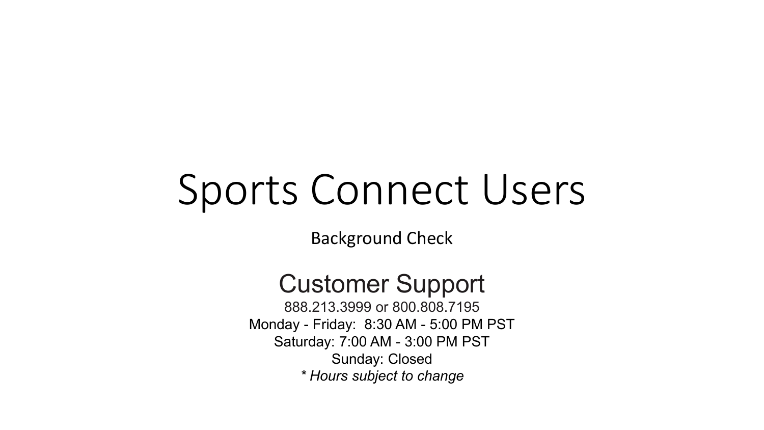# Sports Connect Users

Background Check

## Customer Support

888.213.3999 or 800.808.7195

Monday - Friday:  8:30 AM - 5:00 PM PST

Saturday: 7:00 AM - 3:00 PM PST

Sunday: Closed

*\* Hours subject to change*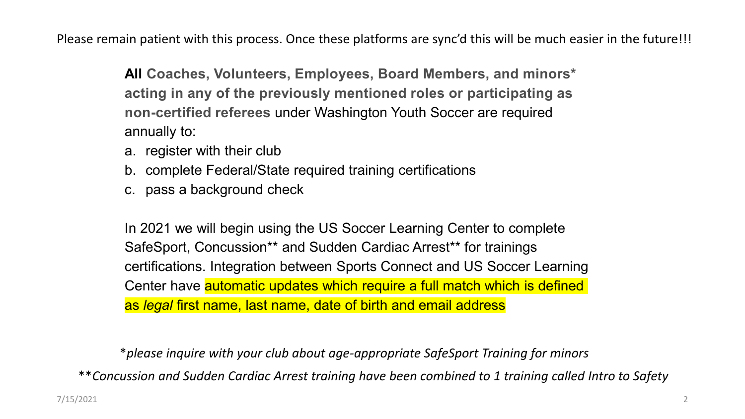Please remain patient with this process. Once these platforms are sync'd this will be much easier in the future!!!

**All Coaches, Volunteers, Employees, Board Members, and minors* acting in any of the previously mentioned roles or participating as non-certified referees** under Washington Youth Soccer are required annually to:

a. register with their club
b. complete Federal/State required training certifications
c. pass a background check

In 2021 we will begin using the US Soccer Learning Center to complete SafeSport, Concussion** and Sudden Cardiac Arrest** for trainings certifications. Integration between Sports Connect and US Soccer Learning Center have automatic updates which require a full match which is defined as *legal* first name, last name, date of birth and email address

*\*please inquire with your club about age-appropriate SafeSport Training for minors*

*\*\*Concussion and Sudden Cardiac Arrest training have been combined to 1 training called Intro to Safety*

7/15/2021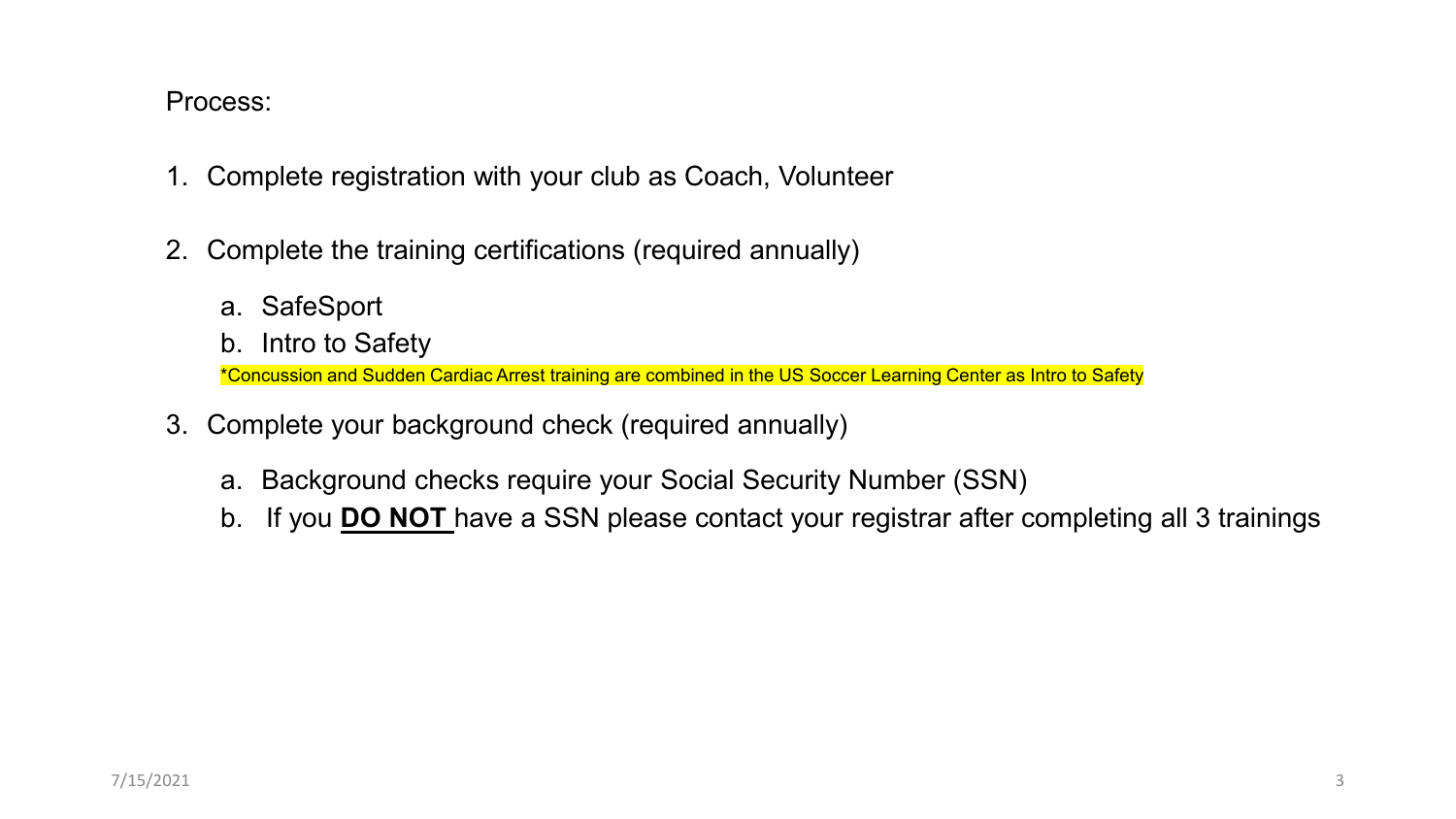Process:

1. Complete registration with your club as Coach, Volunteer

2. Complete the training certifications (required annually)

   a. SafeSport
   b. Intro to Safety

   *Concussion and Sudden Cardiac Arrest training are combined in the US Soccer Learning Center as Intro to Safety

3. Complete your background check (required annually)

   a. Background checks require your Social Security Number (SSN)
   b. If you **DO NOT** have a SSN please contact your registrar after completing all 3 trainings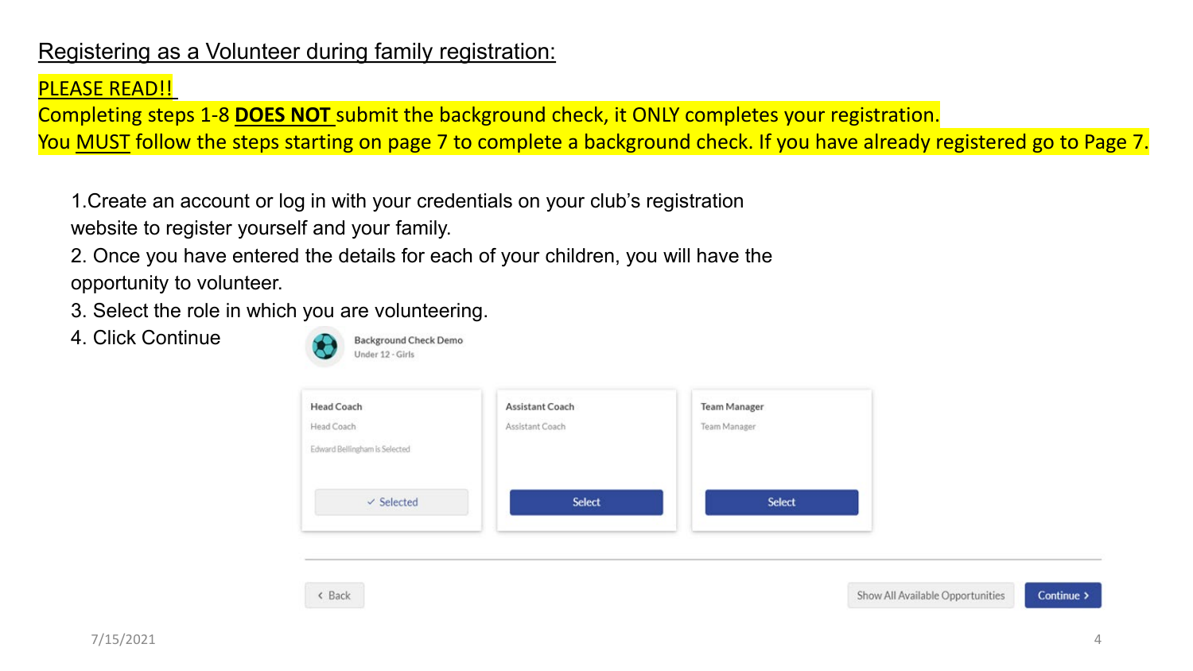## Registering as a Volunteer during family registration:

PLEASE READ!!

Completing steps 1-8 **DOES NOT** submit the background check, it ONLY completes your registration.
You MUST follow the steps starting on page 7 to complete a background check. If you have already registered go to Page 7.

1. Create an account or log in with your credentials on your club's registration website to register yourself and your family.
2. Once you have entered the details for each of your children, you will have the opportunity to volunteer.
3. Select the role in which you are volunteering.
4. Click Continue

Background Check Demo
Under 12 - Girls

| Head Coach | Assistant Coach | Team Manager |
| --- | --- | --- |
| Head Coach | Assistant Coach | Team Manager |
| Edward Bellingham is Selected | | |
| ✓ Selected | Select | Select |

‹ Back | Show All Available Opportunities | Continue ›

7/15/2021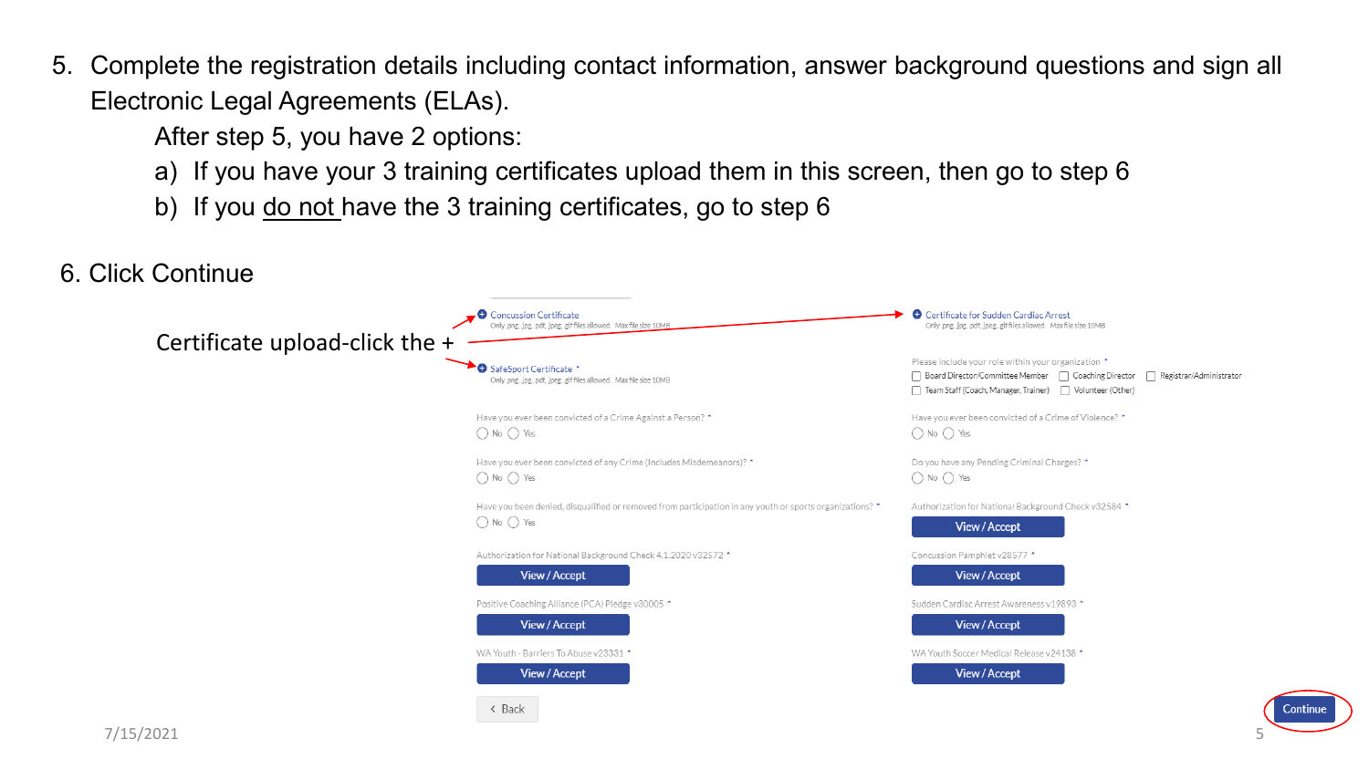5. Complete the registration details including contact information, answer background questions and sign all Electronic Legal Agreements (ELAs).

   After step 5, you have 2 options:

   a) If you have your 3 training certificates upload them in this screen, then go to step 6

   b) If you <u>do not</u> have the 3 training certificates, go to step 6

6. Click Continue

Certificate upload-click the +

Concussion Certificate
Only .png, .jpg, .pdf, .jpeg, .gif files allowed. Max file size 10MB

Certificate for Sudden Cardiac Arrest
Only .png, .jpg, .pdf, .jpeg, .gif files allowed. Max file size 10MB

SafeSport Certificate *
Only .png, .jpg, .pdf, .jpeg, .gif files allowed. Max file size 10MB

Please include your role within your organization *
Board Director/Committee Member | Coaching Director | Registrar/Administrator | Team Staff (Coach, Manager, Trainer) | Volunteer (Other)

Have you ever been convicted of a Crime Against a Person? *
No | Yes

Have you ever been convicted of a Crime of Violence? *
No | Yes

Have you ever been convicted of any Crime (Includes Misdemeanors)? *
No | Yes

Do you have any Pending Criminal Charges? *
No | Yes

Have you been denied, disqualified or removed from participation in any youth or sports organizations? *
No | Yes

Authorization for National Background Check v32584 *
View / Accept

Authorization for National Background Check 4.1.2020 v32572 *
View / Accept

Concussion Pamphlet v28577 *
View / Accept

Positive Coaching Alliance (PCA) Pledge v30005 *
View / Accept

Sudden Cardiac Arrest Awareness v19893 *
View / Accept

WA Youth - Barriers To Abuse v23331 *
View / Accept

WA Youth Soccer Medical Release v24138 *
View / Accept

Back | Continue

7/15/2021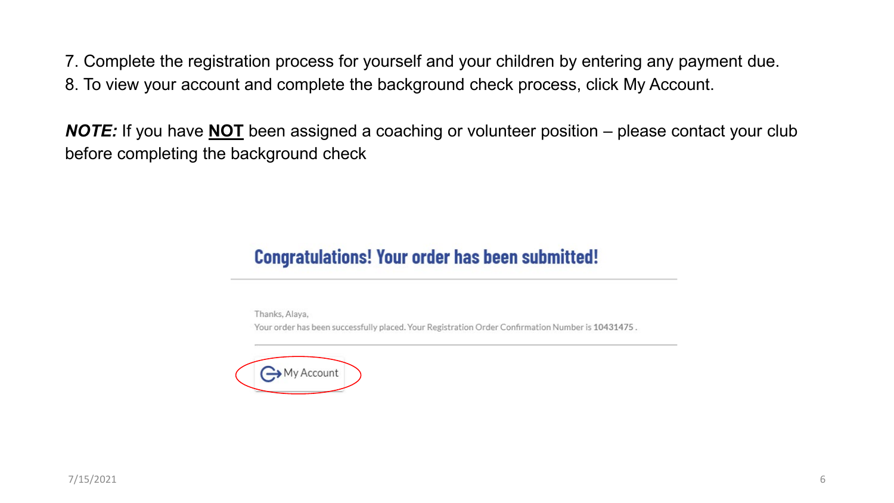7. Complete the registration process for yourself and your children by entering any payment due.
8. To view your account and complete the background check process, click My Account.

***NOTE:*** If you have **NOT** been assigned a coaching or volunteer position – please contact your club before completing the background check

## Congratulations! Your order has been submitted!

Thanks, Alaya,
Your order has been successfully placed. Your Registration Order Confirmation Number is **10431475** .

My Account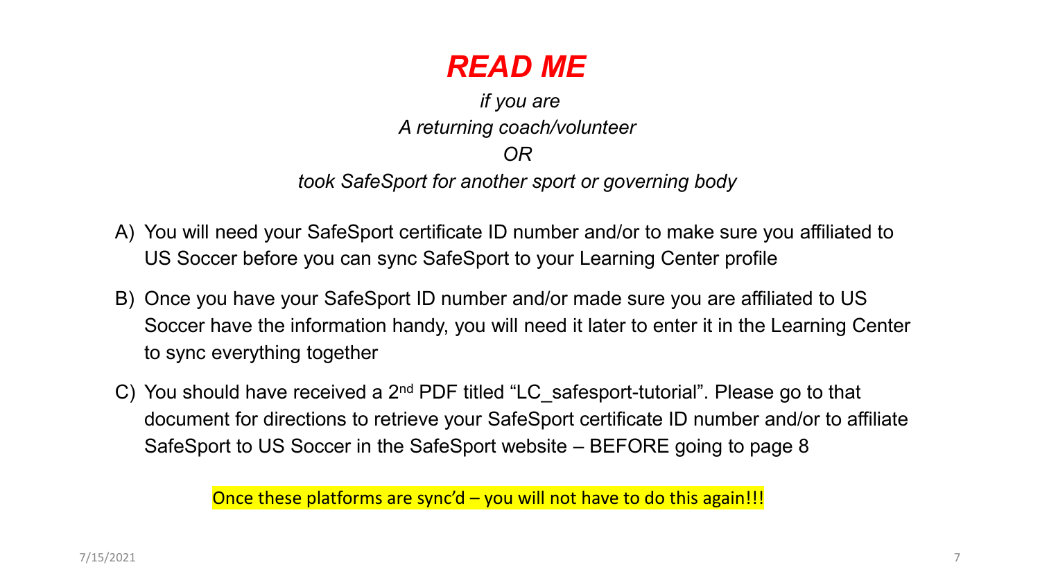# *READ ME*

*if you are*

*A returning coach/volunteer*

*OR*

*took SafeSport for another sport or governing body*

A) You will need your SafeSport certificate ID number and/or to make sure you affiliated to US Soccer before you can sync SafeSport to your Learning Center profile

B) Once you have your SafeSport ID number and/or made sure you are affiliated to US Soccer have the information handy, you will need it later to enter it in the Learning Center to sync everything together

C) You should have received a 2nd PDF titled "LC_safesport-tutorial". Please go to that document for directions to retrieve your SafeSport certificate ID number and/or to affiliate SafeSport to US Soccer in the SafeSport website – BEFORE going to page 8

Once these platforms are sync'd – you will not have to do this again!!!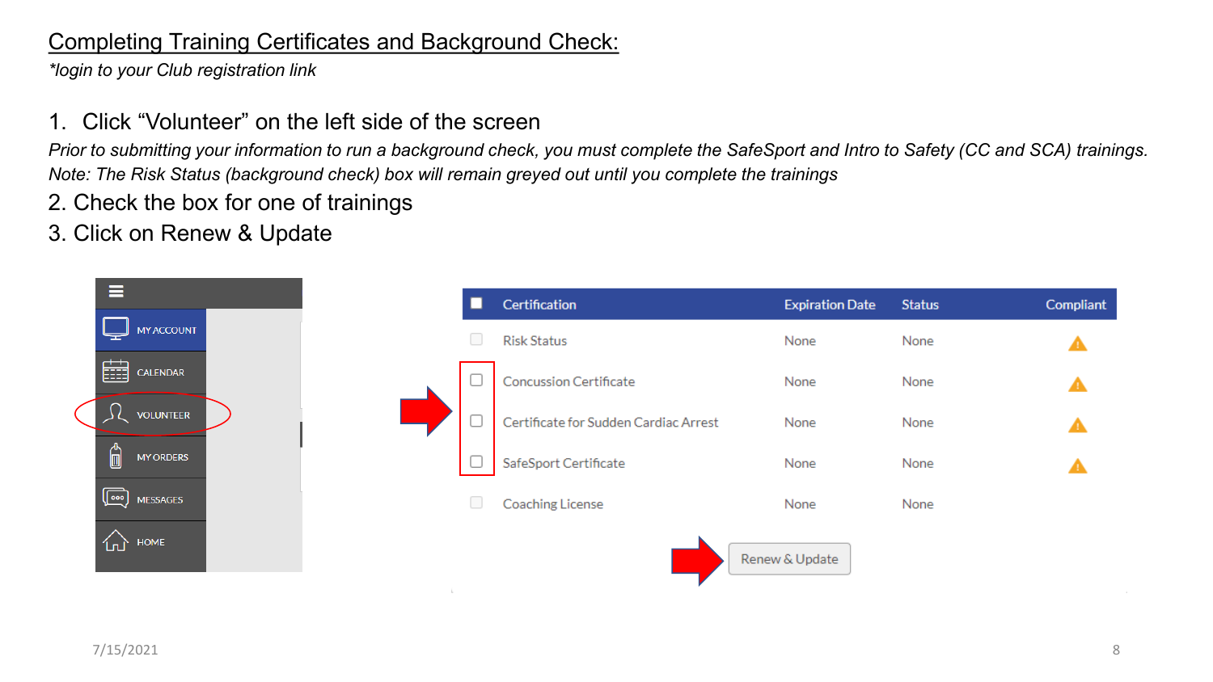## Completing Training Certificates and Background Check:

*\*login to your Club registration link*

1. Click "Volunteer" on the left side of the screen

*Prior to submitting your information to run a background check, you must complete the SafeSport and Intro to Safety (CC and SCA) trainings.*
*Note: The Risk Status (background check) box will remain greyed out until you complete the trainings*

2. Check the box for one of trainings
3. Click on Renew & Update

MY ACCOUNT
CALENDAR
VOLUNTEER
MY ORDERS
MESSAGES
HOME

| Certification | Expiration Date | Status | Compliant |
|---|---|---|---|
| Risk Status | None | None | ⚠ |
| Concussion Certificate | None | None | ⚠ |
| Certificate for Sudden Cardiac Arrest | None | None | ⚠ |
| SafeSport Certificate | None | None | ⚠ |
| Coaching License | None | None | |

Renew & Update

7/15/2021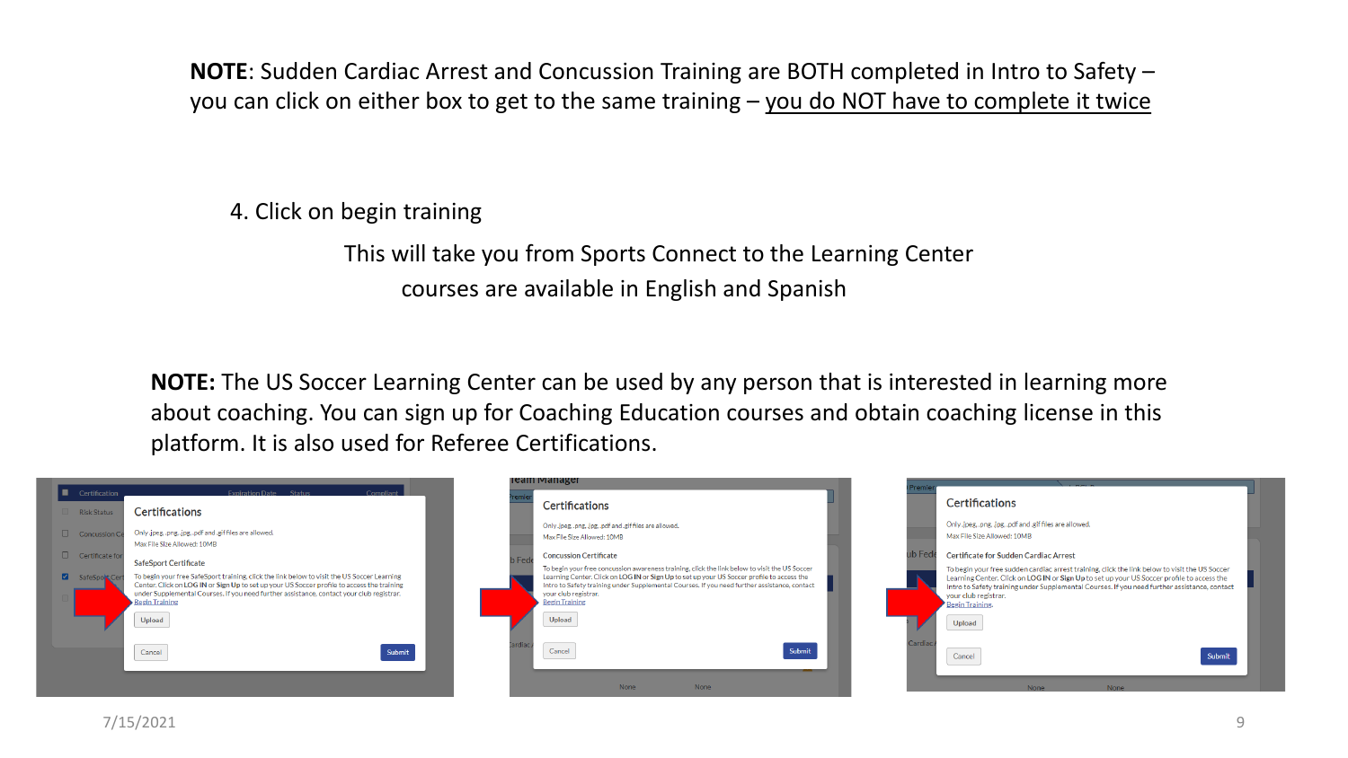**NOTE**: Sudden Cardiac Arrest and Concussion Training are BOTH completed in Intro to Safety – you can click on either box to get to the same training – you do NOT have to complete it twice

4. Click on begin training

This will take you from Sports Connect to the Learning Center courses are available in English and Spanish

**NOTE:** The US Soccer Learning Center can be used by any person that is interested in learning more about coaching. You can sign up for Coaching Education courses and obtain coaching license in this platform. It is also used for Referee Certifications.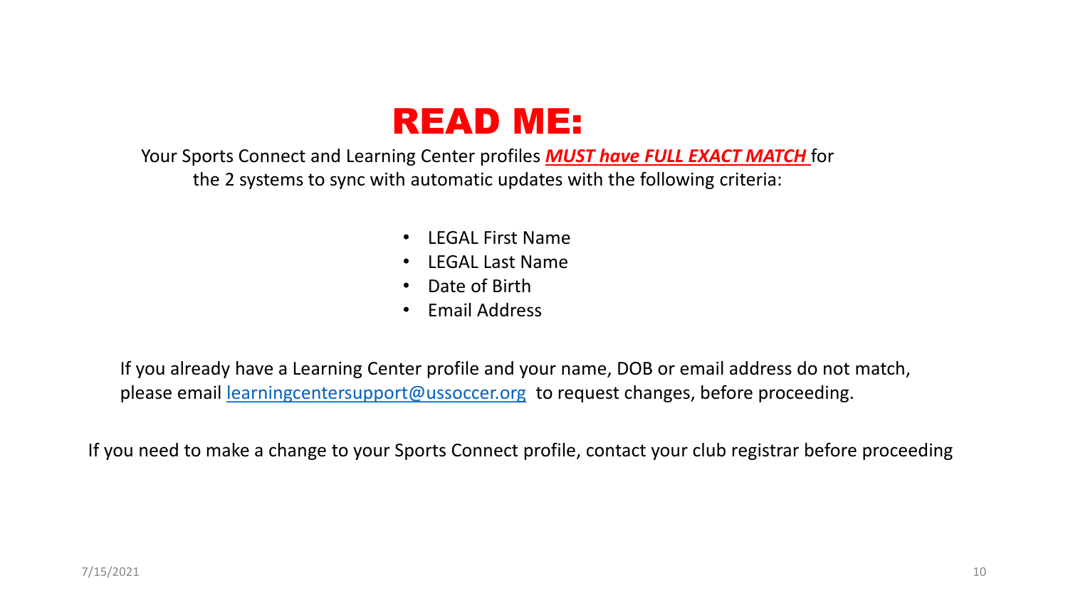# READ ME:

Your Sports Connect and Learning Center profiles ***MUST have FULL EXACT MATCH*** for the 2 systems to sync with automatic updates with the following criteria:

- LEGAL First Name
- LEGAL Last Name
- Date of Birth
- Email Address

If you already have a Learning Center profile and your name, DOB or email address do not match, please email [learningcentersupport@ussoccer.org](mailto:learningcentersupport@ussoccer.org) to request changes, before proceeding.

If you need to make a change to your Sports Connect profile, contact your club registrar before proceeding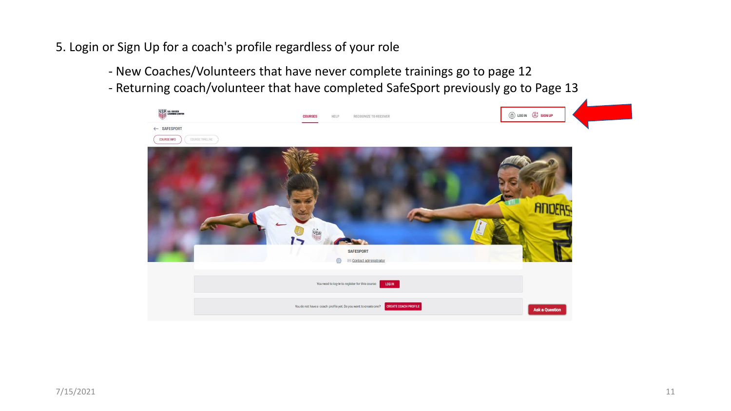5. Login or Sign Up for a coach's profile regardless of your role

   - New Coaches/Volunteers that have never complete trainings go to page 12
   - Returning coach/volunteer that have completed SafeSport previously go to Page 13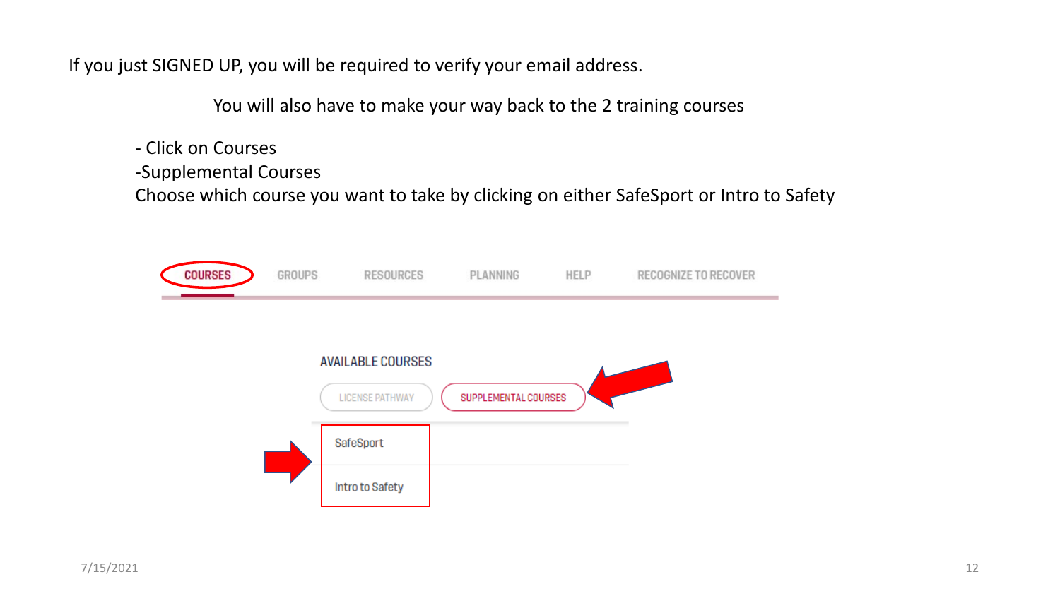If you just SIGNED UP, you will be required to verify your email address.

You will also have to make your way back to the 2 training courses

- Click on Courses
- Supplemental Courses

Choose which course you want to take by clicking on either SafeSport or Intro to Safety

COURSES GROUPS RESOURCES PLANNING HELP RECOGNIZE TO RECOVER

AVAILABLE COURSES

LICENSE PATHWAY SUPPLEMENTAL COURSES

SafeSport

Intro to Safety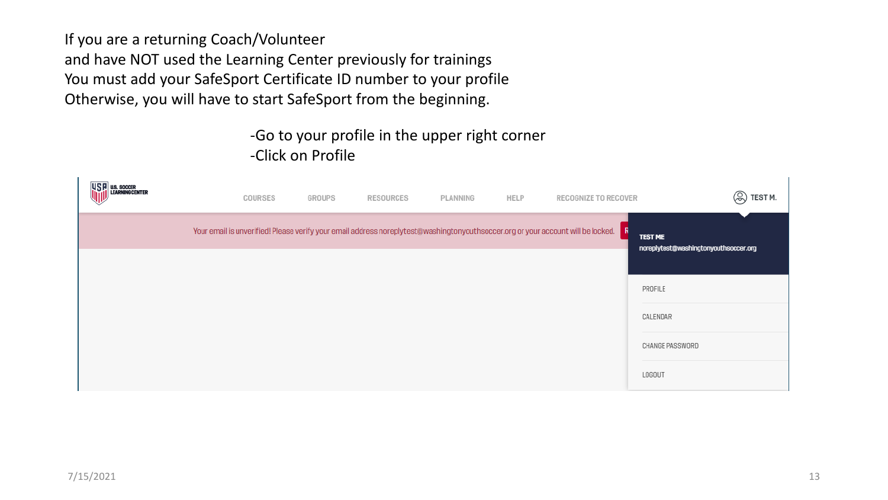If you are a returning Coach/Volunteer
and have NOT used the Learning Center previously for trainings
You must add your SafeSport Certificate ID number to your profile
Otherwise, you will have to start SafeSport from the beginning.

-Go to your profile in the upper right corner
-Click on Profile

U.S. SOCCER LEARNING CENTER

COURSES GROUPS RESOURCES PLANNING HELP RECOGNIZE TO RECOVER TEST M.

Your email is unverified! Please verify your email address noreplytest@washingtonyouthsoccer.org or your account will be locked.

TEST ME
noreplytest@washingtonyouthsoccer.org

PROFILE
CALENDAR
CHANGE PASSWORD
LOGOUT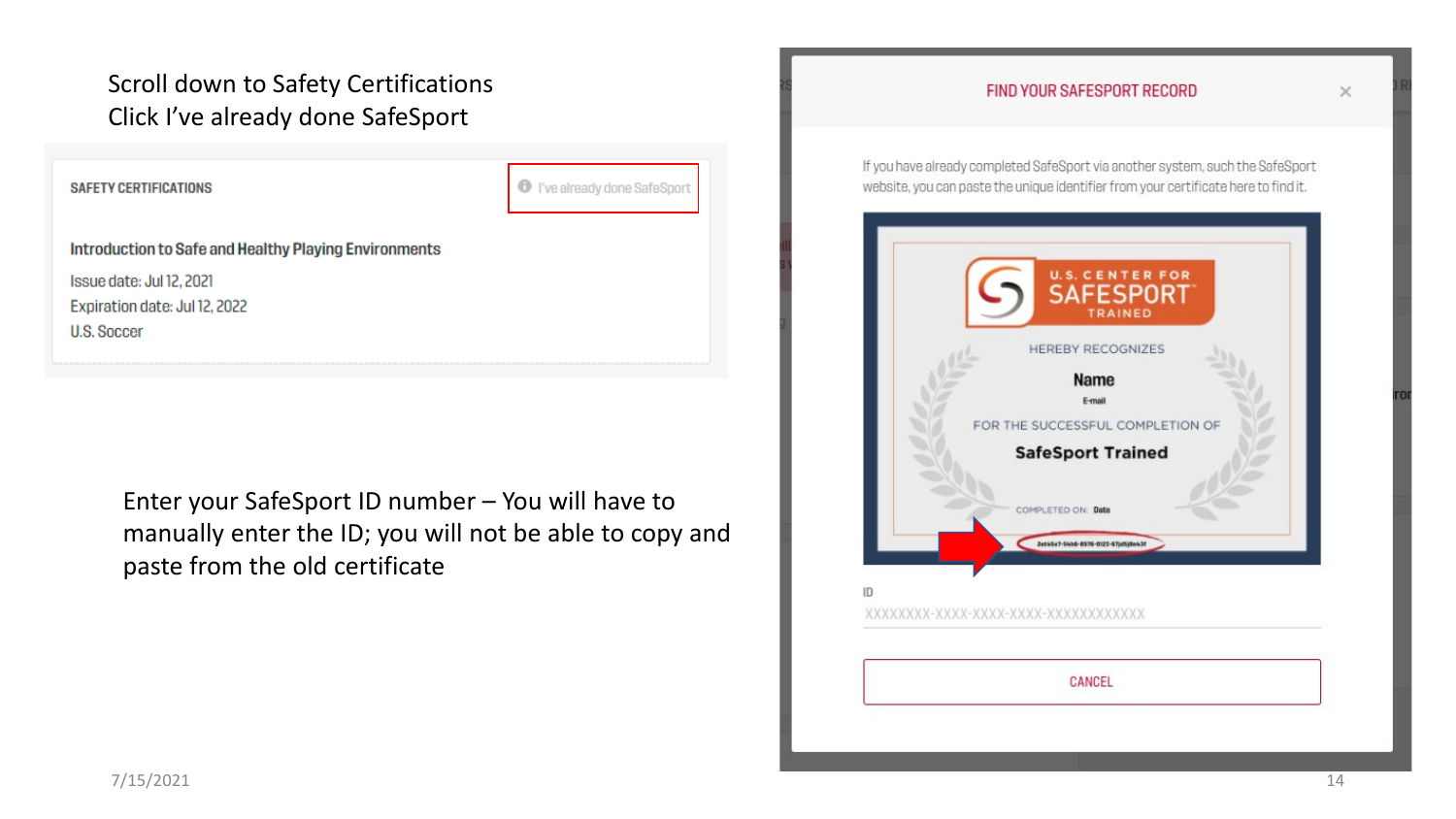Scroll down to Safety Certifications
Click I've already done SafeSport

**SAFETY CERTIFICATIONS**

I've already done SafeSport

**Introduction to Safe and Healthy Playing Environments**

Issue date: Jul 12, 2021
Expiration date: Jul 12, 2022
U.S. Soccer

Enter your SafeSport ID number – You will have to manually enter the ID; you will not be able to copy and paste from the old certificate

**FIND YOUR SAFESPORT RECORD**

If you have already completed SafeSport via another system, such the SafeSport website, you can paste the unique identifier from your certificate here to find it.

U.S. CENTER FOR SAFESPORT TRAINED

HEREBY RECOGNIZES

**Name**

E-mail

FOR THE SUCCESSFUL COMPLETION OF

**SafeSport Trained**

COMPLETED ON: Date

ID

XXXXXXXX-XXXX-XXXX-XXXX-XXXXXXXXXXXX

CANCEL

7/15/2021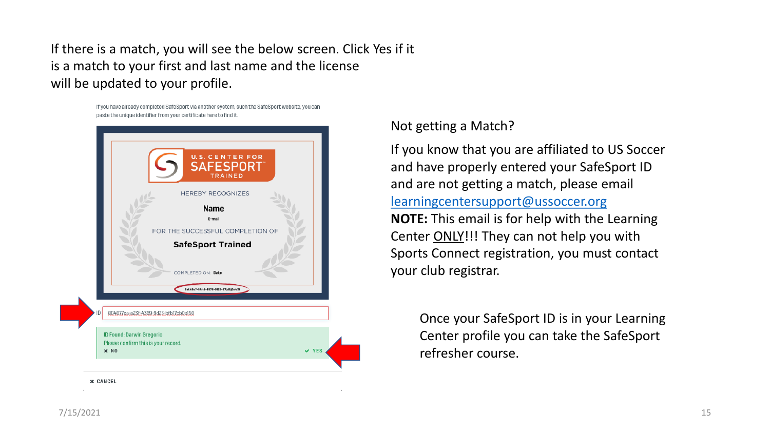If there is a match, you will see the below screen. Click Yes if it is a match to your first and last name and the license will be updated to your profile.

If you have already completed SafeSport via another system, such the SafeSport website, you can paste the unique identifier from your certificate here to find it.

U.S. CENTER FOR SAFESPORT TRAINED

HEREBY RECOGNIZES

Name

E-mail

FOR THE SUCCESSFUL COMPLETION OF

SafeSport Trained

COMPLETED ON: Date

ID 804877ca-e23f-4369-9d23-bfb17cb0a150

ID Found: Darwin Gregorio

Please confirm this is your record.

✖ NO ✔ YES

✖ CANCEL

Not getting a Match?

If you know that you are affiliated to US Soccer and have properly entered your SafeSport ID and are not getting a match, please email learningcentersupport@ussoccer.org

**NOTE:** This email is for help with the Learning Center ONLY!!! They can not help you with Sports Connect registration, you must contact your club registrar.

Once your SafeSport ID is in your Learning Center profile you can take the SafeSport refresher course.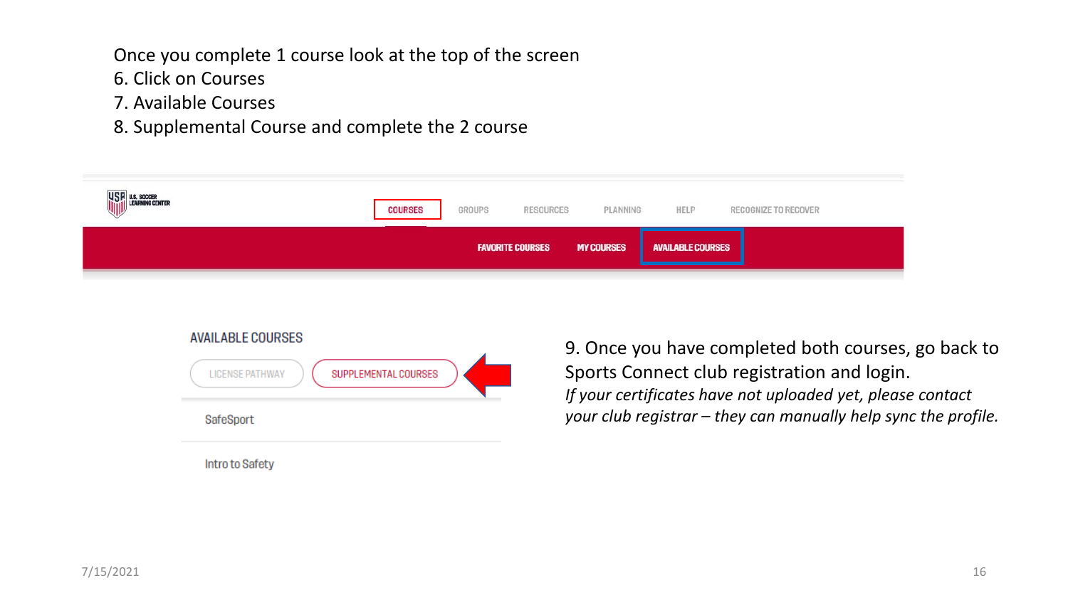Once you complete 1 course look at the top of the screen

6. Click on Courses
7. Available Courses
8. Supplemental Course and complete the 2 course

U.S. SOCCER LEARNING CENTER

COURSES GROUPS RESOURCES PLANNING HELP RECOGNIZE TO RECOVER

FAVORITE COURSES MY COURSES AVAILABLE COURSES

AVAILABLE COURSES

LICENSE PATHWAY SUPPLEMENTAL COURSES

SafeSport

Intro to Safety

9. Once you have completed both courses, go back to Sports Connect club registration and login.

*If your certificates have not uploaded yet, please contact your club registrar – they can manually help sync the profile.*

7/15/2021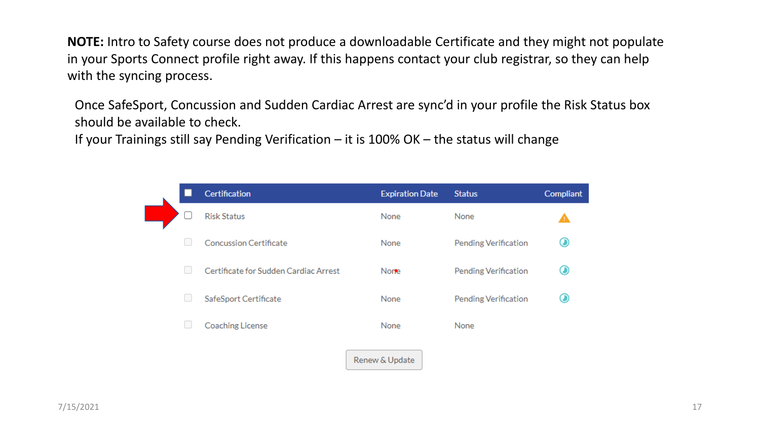**NOTE:** Intro to Safety course does not produce a downloadable Certificate and they might not populate in your Sports Connect profile right away. If this happens contact your club registrar, so they can help with the syncing process.

Once SafeSport, Concussion and Sudden Cardiac Arrest are sync'd in your profile the Risk Status box should be available to check.
If your Trainings still say Pending Verification – it is 100% OK – the status will change

| Certification | Expiration Date | Status | Compliant |
|---|---|---|---|
| Risk Status | None | None | ⚠ |
| Concussion Certificate | None | Pending Verification | |
| Certificate for Sudden Cardiac Arrest | None | Pending Verification | |
| SafeSport Certificate | None | Pending Verification | |
| Coaching License | None | None | |

Renew & Update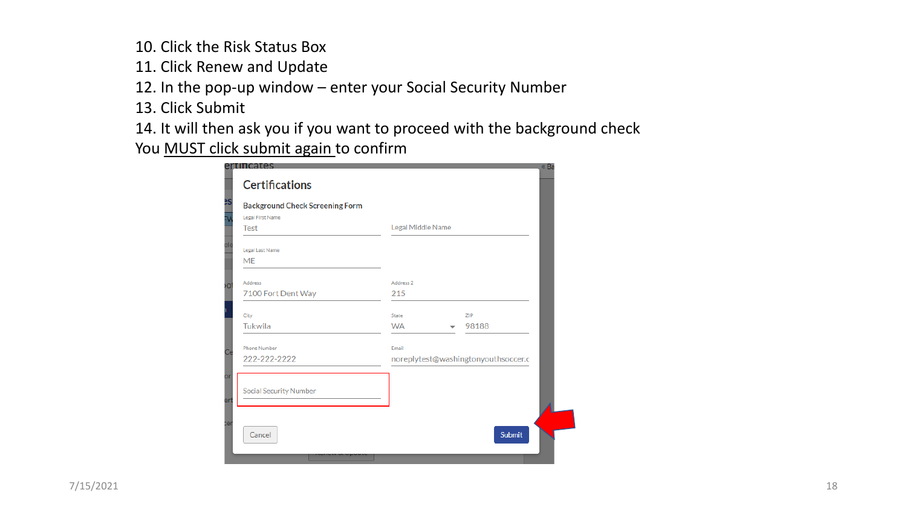10. Click the Risk Status Box
11. Click Renew and Update
12. In the pop-up window – enter your Social Security Number
13. Click Submit
14. It will then ask you if you want to proceed with the background check

You MUST click submit again to confirm

Certifications

Background Check Screening Form

Legal First Name: Test

Legal Middle Name

Legal Last Name: ME

Address: 7100 Fort Dent Way

Address 2: 215

City: Tukwila

State: WA

ZIP: 98188

Phone Number: 222-222-2222

Email: noreplytest@washingtonyouthsoccer.c

Social Security Number

Cancel

Submit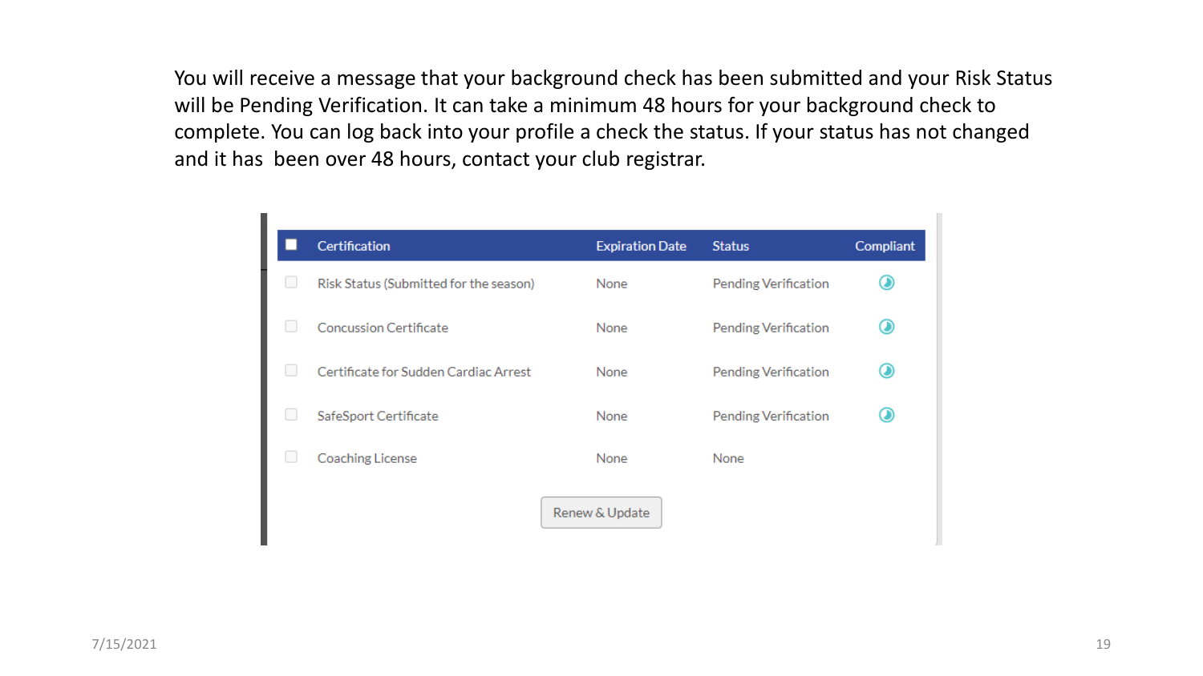You will receive a message that your background check has been submitted and your Risk Status will be Pending Verification. It can take a minimum 48 hours for your background check to complete. You can log back into your profile a check the status. If your status has not changed and it has  been over 48 hours, contact your club registrar.

| Certification | Expiration Date | Status | Compliant |
|---|---|---|---|
| Risk Status (Submitted for the season) | None | Pending Verification | |
| Concussion Certificate | None | Pending Verification | |
| Certificate for Sudden Cardiac Arrest | None | Pending Verification | |
| SafeSport Certificate | None | Pending Verification | |
| Coaching License | None | None | |

Renew & Update

7/15/2021